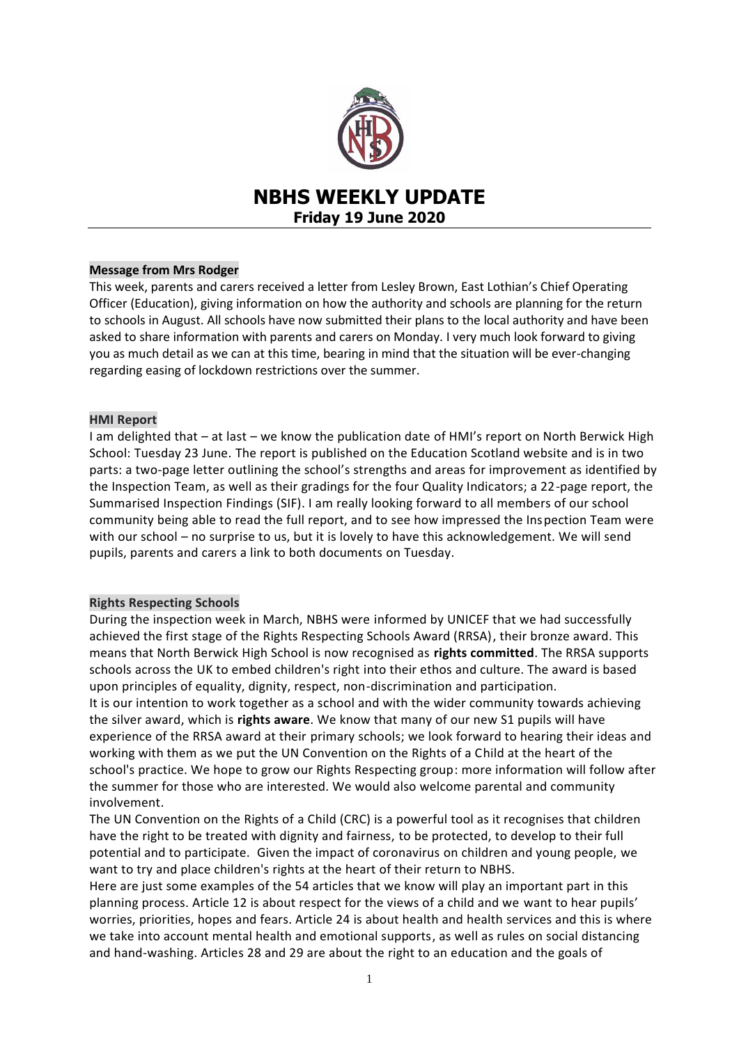# NBHS WEEKLY UPDATE

**Friday 19 June 2020**

## Message from Mrs Rodger

This week, parents and carers received a letter from Lesley Brown, East Lothian's Chief Operating Officer (Education), giving information on how the authority and schools are planning for the return to schools in August. All schools have now submitted their plans to the local authority and have been asked to share information with parents and carers on Monday. I very much look forward to giving you as much detail as we can at this time, bearing in mind that the situation will be ever-changing regarding easing of lockdown restrictions over the summer.

## HMI Report

I am delighted that – at last – we know the publication date of HMI's report on North Berwick High School: Tuesday 23 June. The report is published on the Education Scotland website and is in two parts: a two-page letter outlining the school's strengths and areas for improvement as identified by the Inspection Team, as well as their gradings for the four Quality Indicators; a 22-page report, the Summarised Inspection Findings (SIF). I am really looking forward to all members of our school community being able to read the full report, and to see how impressed the Inspection Team were with our school – no surprise to us, but it is lovely to have this acknowledgement. We will send pupils, parents and carers a link to both documents on Tuesday.

## Rights Respecting Schools

During the inspection week in March, NBHS were informed by UNICEF that we had successfully achieved the first stage of the Rights Respecting Schools Award (RRSA), their bronze award. This means that North Berwick High School is now recognised as **rights committed**. The RRSA supports schools across the UK to embed children's right into their ethos and culture. The award is based upon principles of equality, dignity, respect, non-discrimination and participation.

It is our intention to work together as a school and with the wider community towards achieving the silver award, which is **rights aware**. We know that many of our new S1 pupils will have experience of the RRSA award at their primary schools; we look forward to hearing their ideas and working with them as we put the UN Convention on the Rights of a Child at the heart of the school's practice. We hope to grow our Rights Respecting group: more information will follow after the summer for those who are interested. We would also welcome parental and community involvement.

The UN Convention on the Rights of a Child (CRC) is a powerful tool as it recognises that children have the right to be treated with dignity and fairness, to be protected, to develop to their full potential and to participate. Given the impact of coronavirus on children and young people, we want to try and place children's rights at the heart of their return to NBHS.

Here are just some examples of the 54 articles that we know will play an important part in this planning process. Article 12 is about respect for the views of a child and we want to hear pupils' worries, priorities, hopes and fears. Article 24 is about health and health services and this is where we take into account mental health and emotional supports, as well as rules on social distancing and hand-washing. Articles 28 and 29 are about the right to an education and the goals of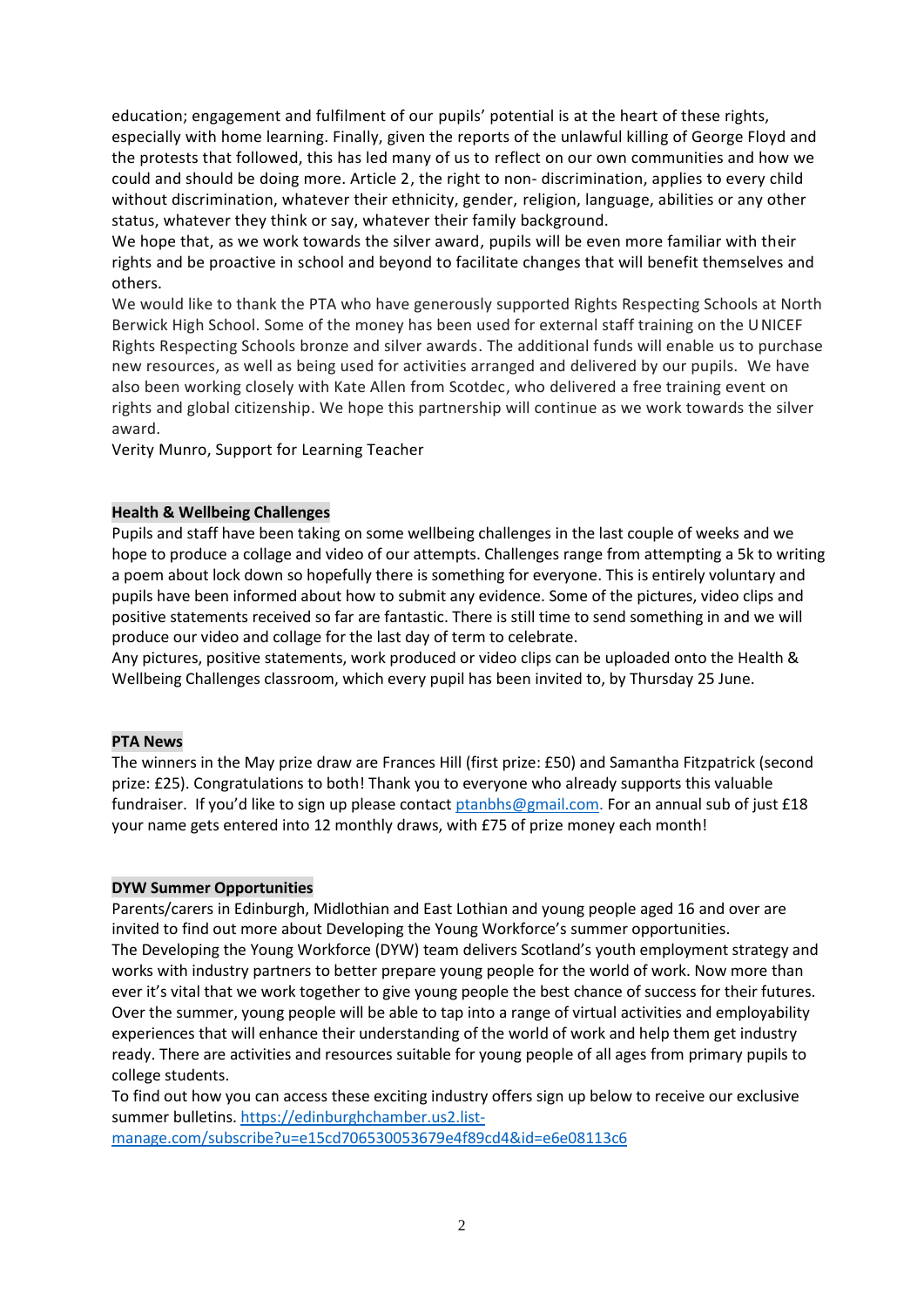education; engagement and fulfilment of our pupils' potential is at the heart of these rights, especially with home learning. Finally, given the reports of the unlawful killing of George Floyd and the protests that followed, this has led many of us to reflect on our own communities and how we could and should be doing more. Article 2, the right to non- discrimination, applies to every child without discrimination, whatever their ethnicity, gender, religion, language, abilities or any other status, whatever they think or say, whatever their family background.

We hope that, as we work towards the silver award, pupils will be even more familiar with their rights and be proactive in school and beyond to facilitate changes that will benefit themselves and others.

We would like to thank the PTA who have generously supported Rights Respecting Schools at North Berwick High School. Some of the money has been used for external staff training on the UNICEF Rights Respecting Schools bronze and silver awards. The additional funds will enable us to purchase new resources, as well as being used for activities arranged and delivered by our pupils. We have also been working closely with Kate Allen from Scotdec, who delivered a free training event on rights and global citizenship. We hope this partnership will continue as we work towards the silver award.

Verity Munro, Support for Learning Teacher

**Health & Wellbeing Challenges**

Pupils and staff have been taking on some wellbeing challenges in the last couple of weeks and we hope to produce a collage and video of our attempts. Challenges range from attempting a 5k to writing a poem about lock down so hopefully there is something for everyone. This is entirely voluntary and pupils have been informed about how to submit any evidence. Some of the pictures, video clips and positive statements received so far are fantastic. There is still time to send something in and we will produce our video and collage for the last day of term to celebrate.

Any pictures, positive statements, work produced or video clips can be uploaded onto the Health & Wellbeing Challenges classroom, which every pupil has been invited to, by Thursday 25 June.

**PTA News**

The winners in the May prize draw are Frances Hill (first prize: £50) and Samantha Fitzpatrick (second prize: £25). Congratulations to both! Thank you to everyone who already supports this valuable fundraiser. If you'd like to sign up please contact ptanbhs@gmail.com. For an annual sub of just £18 your name gets entered into 12 monthly draws, with £75 of prize money each month!

**DYW Summer Opportunities**

Parents/carers in Edinburgh, Midlothian and East Lothian and young people aged 16 and over are invited to find out more about Developing the Young Workforce's summer opportunities.

The Developing the Young Workforce (DYW) team delivers Scotland's youth employment strategy and works with industry partners to better prepare young people for the world of work. Now more than ever it's vital that we work together to give young people the best chance of success for their futures. Over the summer, young people will be able to tap into a range of virtual activities and employability experiences that will enhance their understanding of the world of work and help them get industry ready. There are activities and resources suitable for young people of all ages from primary pupils to college students.

To find out how you can access these exciting industry offers sign up below to receive our exclusive summer bulletins. https://edinburghchamber.us2.list-manage.com/subscribe?u=e15cd706530053679e4f89cd4&id=e6e08113c6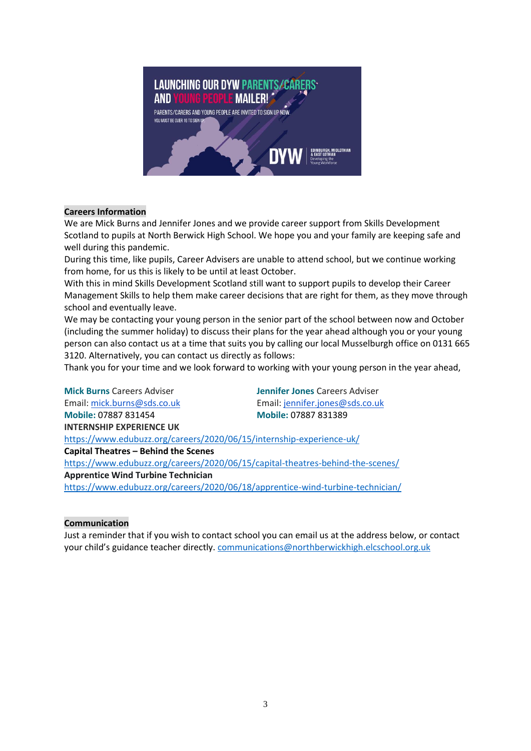LAUNCHING OUR DYW PARENTS/CARERS AND YOUNG PEOPLE MAILER!

PARENTS/CARERS AND YOUNG PEOPLE ARE INVITED TO SIGN UP NOW.

YOU MUST BE OVER 16 TO SIGN UP.

DYW EDINBURGH, MIDLOTHIAN & EAST LOTHIAN Developing the Young Workforce

## Careers Information

We are Mick Burns and Jennifer Jones and we provide career support from Skills Development Scotland to pupils at North Berwick High School. We hope you and your family are keeping safe and well during this pandemic.

During this time, like pupils, Career Advisers are unable to attend school, but we continue working from home, for us this is likely to be until at least October.

With this in mind Skills Development Scotland still want to support pupils to develop their Career Management Skills to help them make career decisions that are right for them, as they move through school and eventually leave.

We may be contacting your young person in the senior part of the school between now and October (including the summer holiday) to discuss their plans for the year ahead although you or your young person can also contact us at a time that suits you by calling our local Musselburgh office on 0131 665 3120. Alternatively, you can contact us directly as follows:

Thank you for your time and we look forward to working with your young person in the year ahead,

**Mick Burns** Careers Adviser
Email: mick.burns@sds.co.uk
**Mobile:** 07887 831454

**Jennifer Jones** Careers Adviser
Email: jennifer.jones@sds.co.uk
**Mobile:** 07887 831389

**INTERNSHIP EXPERIENCE UK**
https://www.edubuzz.org/careers/2020/06/15/internship-experience-uk/

**Capital Theatres – Behind the Scenes**
https://www.edubuzz.org/careers/2020/06/15/capital-theatres-behind-the-scenes/

**Apprentice Wind Turbine Technician**
https://www.edubuzz.org/careers/2020/06/18/apprentice-wind-turbine-technician/

## Communication

Just a reminder that if you wish to contact school you can email us at the address below, or contact your child's guidance teacher directly. communications@northberwickhigh.elcschool.org.uk